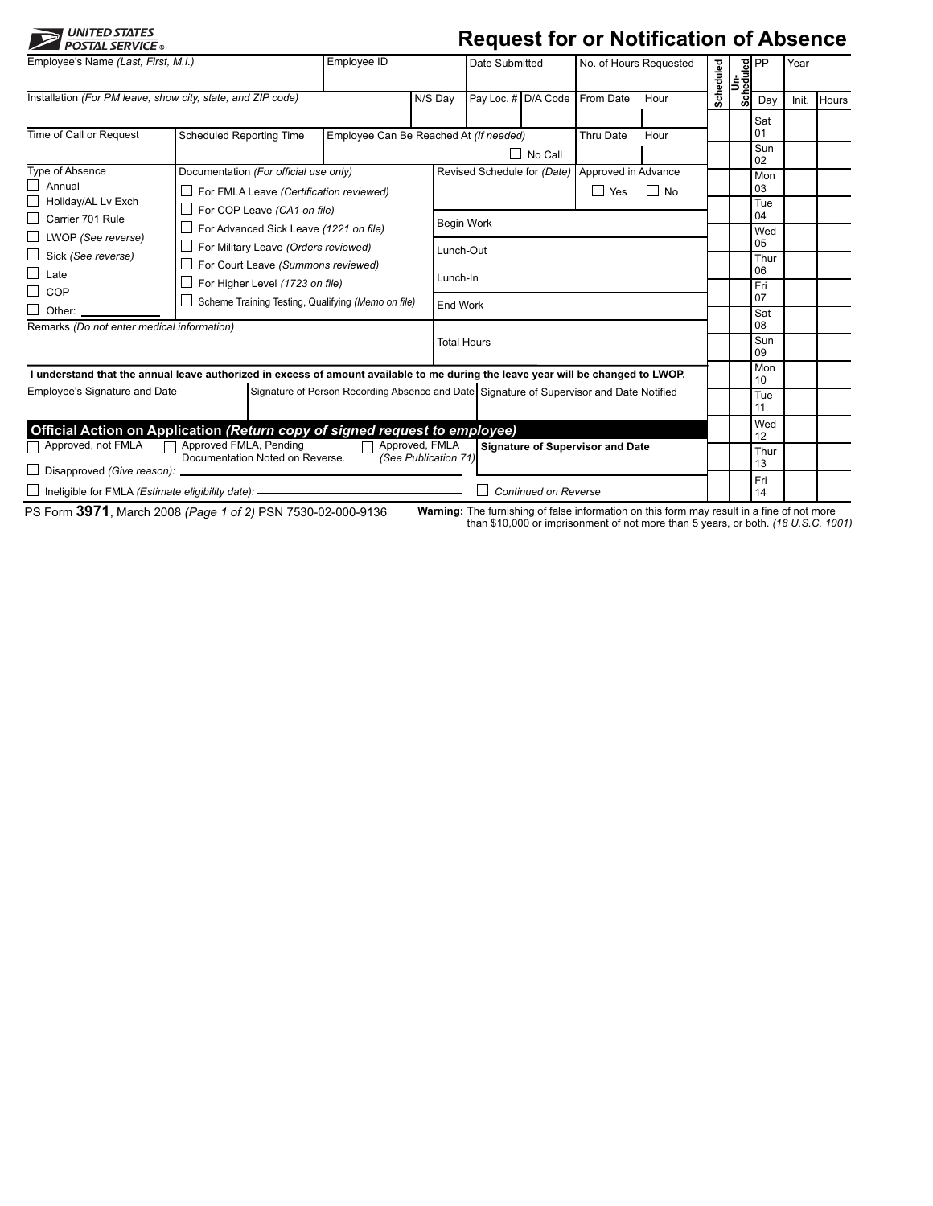UNITED STATES POSTAL SERVICE ®

# Request for or Notification of Absence

| Employee's Name *(Last, First, M.I.)* | Employee ID | Date Submitted | No. of Hours Requested |
|---|---|---|---|
| | | | |

| Installation *(For PM leave, show city, state, and ZIP code)* | N/S Day | Pay Loc. # | D/A Code | From Date | Hour |
|---|---|---|---|---|---|
| | | | | | |

| Time of Call or Request | Scheduled Reporting Time | Employee Can Be Reached At *(If needed)* | Thru Date | Hour |
|---|---|---|---|---|
| | | ☐ No Call | | |

**Type of Absence**

- ☐ Annual
- ☐ Holiday/AL Lv Exch
- ☐ Carrier 701 Rule
- ☐ LWOP *(See reverse)*
- ☐ Sick *(See reverse)*
- ☐ Late
- ☐ COP
- ☐ Other: ____________

**Documentation** *(For official use only)*

- ☐ For FMLA Leave *(Certification reviewed)*
- ☐ For COP Leave *(CA1 on file)*
- ☐ For Advanced Sick Leave *(1221 on file)*
- ☐ For Military Leave *(Orders reviewed)*
- ☐ For Court Leave *(Summons reviewed)*
- ☐ For Higher Level *(1723 on file)*
- ☐ Scheme Training Testing, Qualifying *(Memo on file)*

| Revised Schedule for *(Date)* | Approved in Advance ☐ Yes ☐ No |
|---|---|
| Begin Work | |
| Lunch-Out | |
| Lunch-In | |
| End Work | |
| Total Hours | |

Remarks *(Do not enter medical information)*

**I understand that the annual leave authorized in excess of amount available to me during the leave year will be changed to LWOP.**

| Employee's Signature and Date | Signature of Person Recording Absence and Date | Signature of Supervisor and Date Notified |
|---|---|---|
| | | |

## Official Action on Application *(Return copy of signed request to employee)*

- ☐ Approved, not FMLA
- ☐ Approved FMLA, Pending Documentation Noted on Reverse.
- ☐ Approved, FMLA *(See Publication 71)*
- ☐ Disapproved *(Give reason)*: ____________
- ☐ Ineligible for FMLA *(Estimate eligibility date)*: ____________

**Signature of Supervisor and Date**

☐ *Continued on Reverse*

| Scheduled | Un-Scheduled | PP | Year | |
|---|---|---|---|---|
| | | Day | Init. | Hours |
| | | Sat 01 | | |
| | | Sun 02 | | |
| | | Mon 03 | | |
| | | Tue 04 | | |
| | | Wed 05 | | |
| | | Thur 06 | | |
| | | Fri 07 | | |
| | | Sat 08 | | |
| | | Sun 09 | | |
| | | Mon 10 | | |
| | | Tue 11 | | |
| | | Wed 12 | | |
| | | Thur 13 | | |
| | | Fri 14 | | |

PS Form **3971**, March 2008 *(Page 1 of 2)* PSN 7530-02-000-9136

**Warning:** The furnishing of false information on this form may result in a fine of not more than $10,000 or imprisonment of not more than 5 years, or both. *(18 U.S.C. 1001)*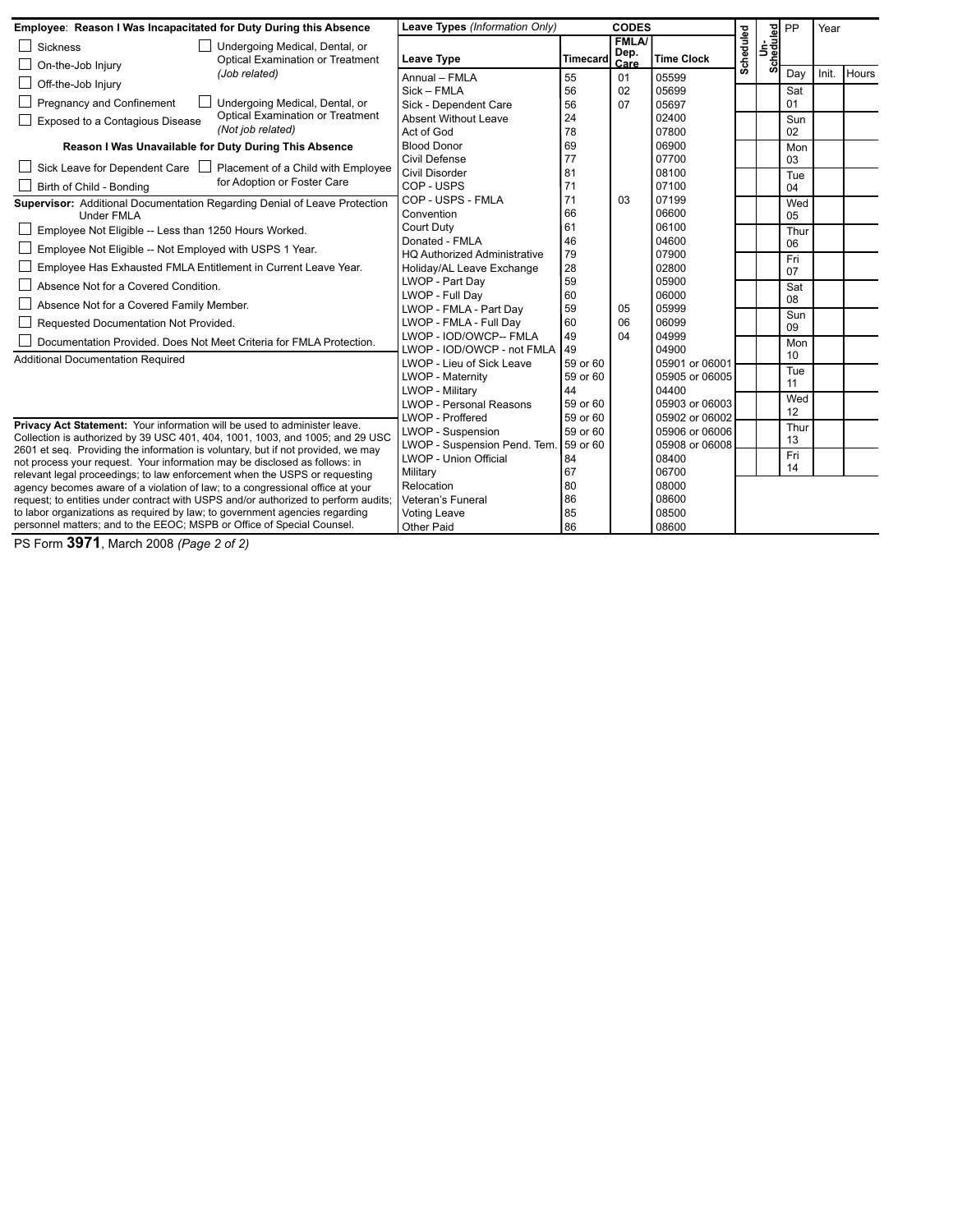**Employee: Reason I Was Incapacitated for Duty During this Absence**

- ☐ Sickness
- ☐ On-the-Job Injury
- ☐ Off-the-Job Injury
- ☐ Pregnancy and Confinement
- ☐ Exposed to a Contagious Disease
- ☐ Undergoing Medical, Dental, or Optical Examination or Treatment *(Job related)*
- ☐ Undergoing Medical, Dental, or Optical Examination or Treatment *(Not job related)*

**Reason I Was Unavailable for Duty During This Absence**

- ☐ Sick Leave for Dependent Care
- ☐ Birth of Child - Bonding
- ☐ Placement of a Child with Employee for Adoption or Foster Care

**Supervisor:** Additional Documentation Regarding Denial of Leave Protection Under FMLA

- ☐ Employee Not Eligible -- Less than 1250 Hours Worked.
- ☐ Employee Not Eligible -- Not Employed with USPS 1 Year.
- ☐ Employee Has Exhausted FMLA Entitlement in Current Leave Year.
- ☐ Absence Not for a Covered Condition.
- ☐ Absence Not for a Covered Family Member.
- ☐ Requested Documentation Not Provided.
- ☐ Documentation Provided. Does Not Meet Criteria for FMLA Protection.

Additional Documentation Required

**Privacy Act Statement:** Your information will be used to administer leave. Collection is authorized by 39 USC 401, 404, 1001, 1003, and 1005; and 29 USC 2601 et seq. Providing the information is voluntary, but if not provided, we may not process your request. Your information may be disclosed as follows: in relevant legal proceedings; to law enforcement when the USPS or requesting agency becomes aware of a violation of law; to a congressional office at your request; to entities under contract with USPS and/or authorized to perform audits; to labor organizations as required by law; to government agencies regarding personnel matters; and to the EEOC; MSPB or Office of Special Counsel.

**Leave Types** *(Information Only)* — CODES

| Leave Type | Timecard | FMLA/ Dep. Care | Time Clock |
|---|---|---|---|
| Annual – FMLA | 55 | 01 | 05599 |
| Sick – FMLA | 56 | 02 | 05699 |
| Sick - Dependent Care | 56 | 07 | 05697 |
| Absent Without Leave | 24 | | 02400 |
| Act of God | 78 | | 07800 |
| Blood Donor | 69 | | 06900 |
| Civil Defense | 77 | | 07700 |
| Civil Disorder | 81 | | 08100 |
| COP - USPS | 71 | | 07100 |
| COP - USPS - FMLA | 71 | 03 | 07199 |
| Convention | 66 | | 06600 |
| Court Duty | 61 | | 06100 |
| Donated - FMLA | 46 | | 04600 |
| HQ Authorized Administrative | 79 | | 07900 |
| Holiday/AL Leave Exchange | 28 | | 02800 |
| LWOP - Part Day | 59 | | 05900 |
| LWOP - Full Day | 60 | | 06000 |
| LWOP - FMLA - Part Day | 59 | 05 | 05999 |
| LWOP - FMLA - Full Day | 60 | 06 | 06099 |
| LWOP - IOD/OWCP-- FMLA | 49 | 04 | 04999 |
| LWOP - IOD/OWCP - not FMLA | 49 | | 04900 |
| LWOP - Lieu of Sick Leave | 59 or 60 | | 05901 or 06001 |
| LWOP - Maternity | 59 or 60 | | 05905 or 06005 |
| LWOP - Military | 44 | | 04400 |
| LWOP - Personal Reasons | 59 or 60 | | 05903 or 06003 |
| LWOP - Proffered | 59 or 60 | | 05902 or 06002 |
| LWOP - Suspension | 59 or 60 | | 05906 or 06006 |
| LWOP - Suspension Pend. Tem. | 59 or 60 | | 05908 or 06008 |
| LWOP - Union Official | 84 | | 08400 |
| Military | 67 | | 06700 |
| Relocation | 80 | | 08000 |
| Veteran's Funeral | 86 | | 08600 |
| Voting Leave | 85 | | 08500 |
| Other Paid | 86 | | 08600 |

| Scheduled | Un-Scheduled | PP | Year | |
|---|---|---|---|---|
| | | Day | Init. | Hours |
| | | Sat 01 | | |
| | | Sun 02 | | |
| | | Mon 03 | | |
| | | Tue 04 | | |
| | | Wed 05 | | |
| | | Thur 06 | | |
| | | Fri 07 | | |
| | | Sat 08 | | |
| | | Sun 09 | | |
| | | Mon 10 | | |
| | | Tue 11 | | |
| | | Wed 12 | | |
| | | Thur 13 | | |
| | | Fri 14 | | |

PS Form **3971**, March 2008 *(Page 2 of 2)*